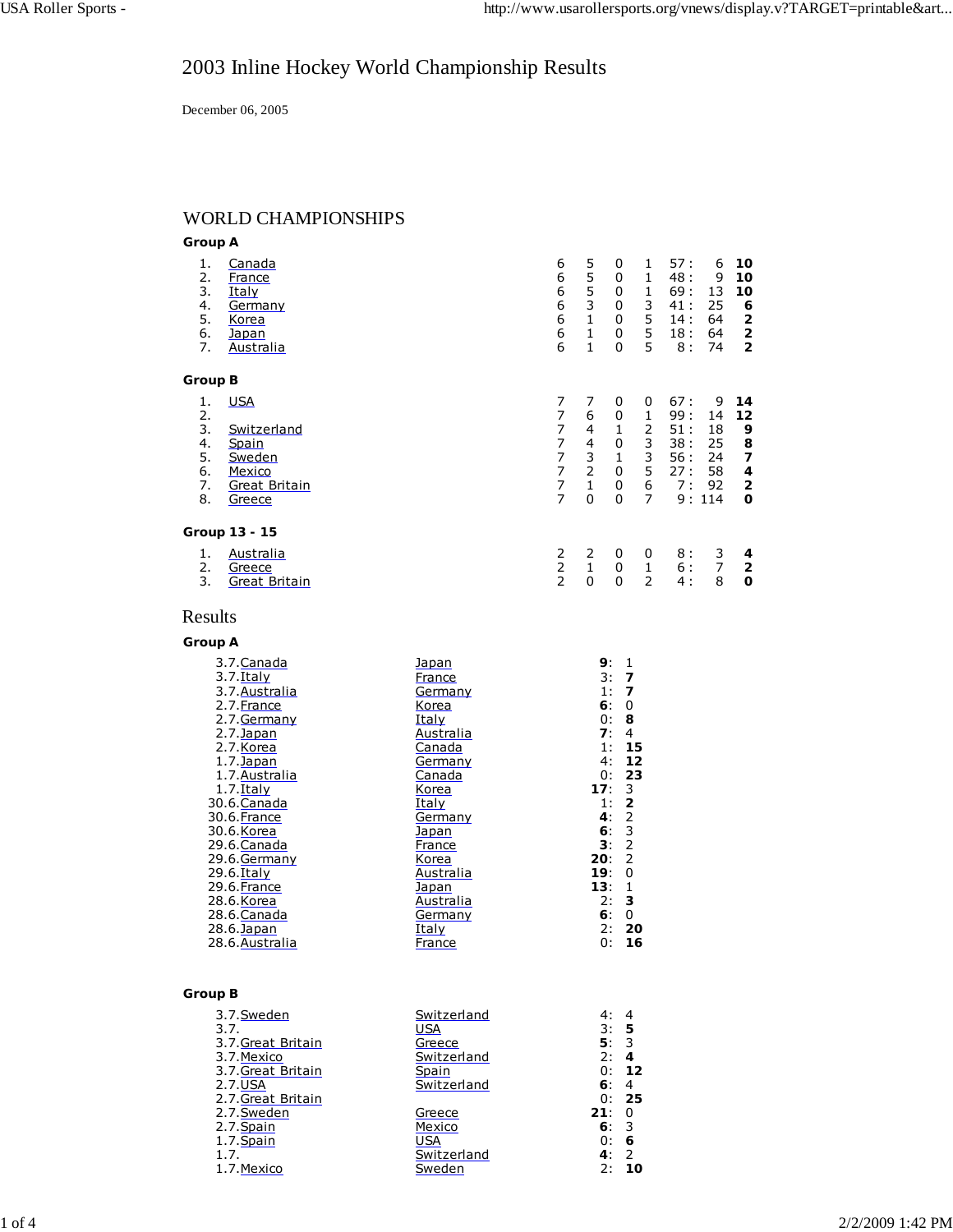# 2003 Inline Hockey World Championship Results

December 06, 2005

## WORLD CHAMPIONSHIPS

### Group A

| | Team | | | | | | |
|---|---|---|---|---|---|---|---|
| 1. | Canada | 6 | 5 | 0 | 1 | 57 : 6 | **10** |
| 2. | France | 6 | 5 | 0 | 1 | 48 : 9 | **10** |
| 3. | Italy | 6 | 5 | 0 | 1 | 69 : 13 | **10** |
| 4. | Germany | 6 | 3 | 0 | 3 | 41 : 25 | **6** |
| 5. | Korea | 6 | 1 | 0 | 5 | 14 : 64 | **2** |
| 6. | Japan | 6 | 1 | 0 | 5 | 18 : 64 | **2** |
| 7. | Australia | 6 | 1 | 0 | 5 | 8 : 74 | **2** |

### Group B

| | Team | | | | | | |
|---|---|---|---|---|---|---|---|
| 1. | USA | 7 | 7 | 0 | 0 | 67 : 9 | **14** |
| 2. | | 7 | 6 | 0 | 1 | 99 : 14 | **12** |
| 3. | Switzerland | 7 | 4 | 1 | 2 | 51 : 18 | **9** |
| 4. | Spain | 7 | 4 | 0 | 3 | 38 : 25 | **8** |
| 5. | Sweden | 7 | 3 | 1 | 3 | 56 : 24 | **7** |
| 6. | Mexico | 7 | 2 | 0 | 5 | 27 : 58 | **4** |
| 7. | Great Britain | 7 | 1 | 0 | 6 | 7 : 92 | **2** |
| 8. | Greece | 7 | 0 | 0 | 7 | 9 : 114 | **0** |

### Group 13 - 15

| | Team | | | | | | |
|---|---|---|---|---|---|---|---|
| 1. | Australia | 2 | 2 | 0 | 0 | 8 : 3 | **4** |
| 2. | Greece | 2 | 1 | 0 | 1 | 6 : 7 | **2** |
| 3. | Great Britain | 2 | 0 | 0 | 2 | 4 : 8 | **0** |

## Results

### Group A

| Date | Home | Away | Score |
|---|---|---|---|
| 3.7. | Canada | Japan | **9**: 1 |
| 3.7. | Italy | France | 3: **7** |
| 3.7. | Australia | Germany | 1: **7** |
| 2.7. | France | Korea | **6**: 0 |
| 2.7. | Germany | Italy | 0: **8** |
| 2.7. | Japan | Australia | **7**: 4 |
| 2.7. | Korea | Canada | 1: **15** |
| 1.7. | Japan | Germany | 4: **12** |
| 1.7. | Australia | Canada | 0: **23** |
| 1.7. | Italy | Korea | **17**: 3 |
| 30.6. | Canada | Italy | 1: **2** |
| 30.6. | France | Germany | **4**: 2 |
| 30.6. | Korea | Japan | **6**: 3 |
| 29.6. | Canada | France | **3**: 2 |
| 29.6. | Germany | Korea | **20**: 2 |
| 29.6. | Italy | Australia | **19**: 0 |
| 29.6. | France | Japan | **13**: 1 |
| 28.6. | Korea | Australia | 2: **3** |
| 28.6. | Canada | Germany | **6**: 0 |
| 28.6. | Japan | Italy | 2: **20** |
| 28.6. | Australia | France | 0: **16** |

### Group B

| Date | Home | Away | Score |
|---|---|---|---|
| 3.7. | Sweden | Switzerland | 4: 4 |
| 3.7. | | USA | 3: **5** |
| 3.7. | Great Britain | Greece | **5**: 3 |
| 3.7. | Mexico | Switzerland | 2: **4** |
| 3.7. | Great Britain | Spain | 0: **12** |
| 2.7. | USA | Switzerland | **6**: 4 |
| 2.7. | Great Britain | | 0: **25** |
| 2.7. | Sweden | Greece | **21**: 0 |
| 2.7. | Spain | Mexico | **6**: 3 |
| 1.7. | Spain | USA | 0: **6** |
| 1.7. | | Switzerland | **4**: 2 |
| 1.7. | Mexico | Sweden | 2: **10** |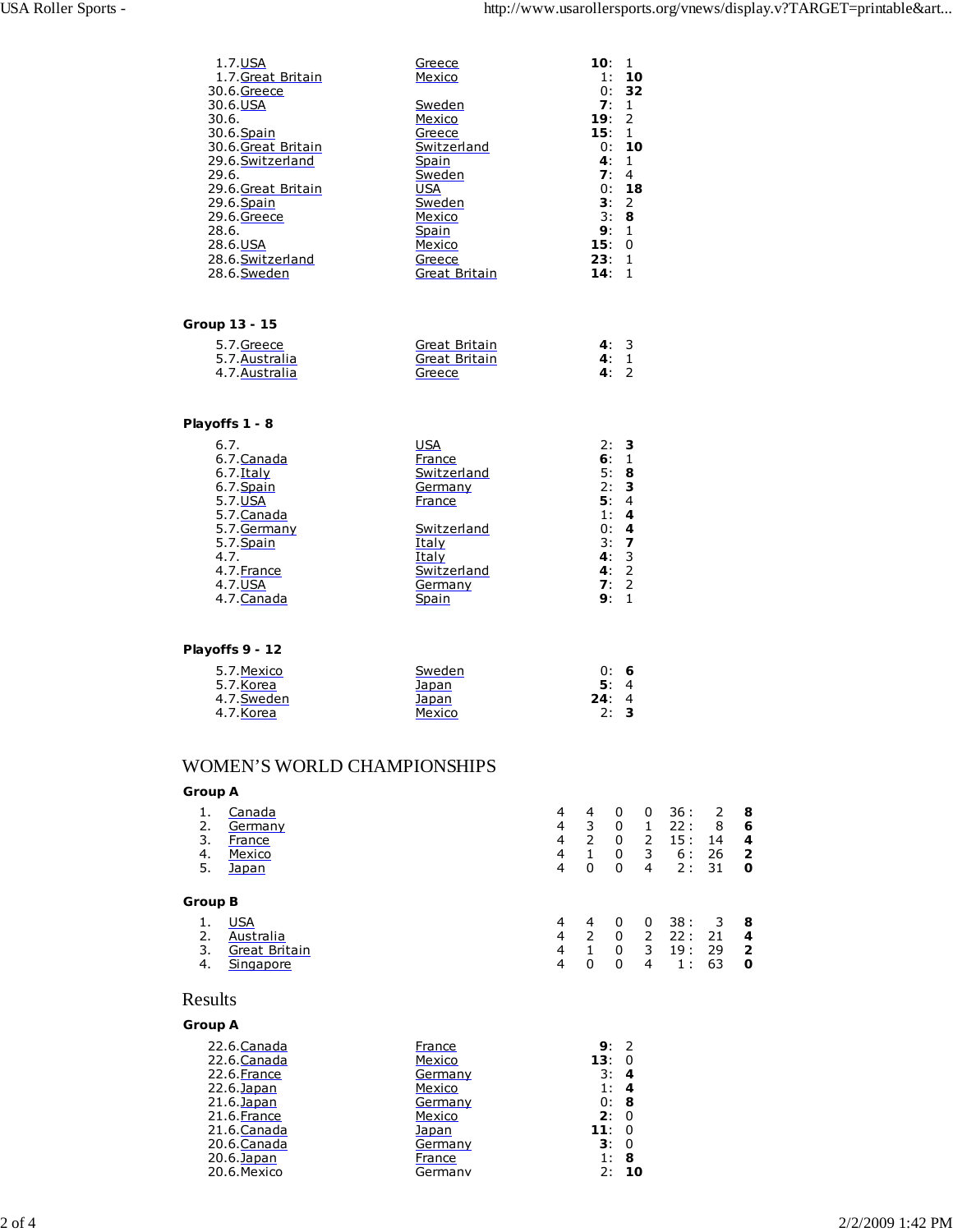| Date | Team | Team | Score |
|---|---|---|---|
| 1.7. | USA | Greece | **10**: 1 |
| 1.7. | Great Britain | Mexico | 1: **10** |
| 30.6. | Greece | | 0: **32** |
| 30.6. | USA | Sweden | **7**: 1 |
| 30.6. | | Mexico | **19**: 2 |
| 30.6. | Spain | Greece | **15**: 1 |
| 30.6. | Great Britain | Switzerland | 0: **10** |
| 29.6. | Switzerland | Spain | **4**: 1 |
| 29.6. | | Sweden | **7**: 4 |
| 29.6. | Great Britain | USA | 0: **18** |
| 29.6. | Spain | Sweden | **3**: 2 |
| 29.6. | Greece | Mexico | 3: **8** |
| 28.6. | | Spain | **9**: 1 |
| 28.6. | USA | Mexico | **15**: 0 |
| 28.6. | Switzerland | Greece | **23**: 1 |
| 28.6. | Sweden | Great Britain | **14**: 1 |

**Group 13 - 15**

| Date | Team | Team | Score |
|---|---|---|---|
| 5.7. | Greece | Great Britain | **4**: 3 |
| 5.7. | Australia | Great Britain | **4**: 1 |
| 4.7. | Australia | Greece | **4**: 2 |

**Playoffs 1 - 8**

| Date | Team | Team | Score |
|---|---|---|---|
| 6.7. | | USA | 2: **3** |
| 6.7. | Canada | France | **6**: 1 |
| 6.7. | Italy | Switzerland | 5: **8** |
| 6.7. | Spain | Germany | 2: **3** |
| 5.7. | USA | France | **5**: 4 |
| 5.7. | Canada | | 1: **4** |
| 5.7. | Germany | Switzerland | 0: **4** |
| 5.7. | Spain | Italy | 3: **7** |
| 4.7. | | Italy | **4**: 3 |
| 4.7. | France | Switzerland | **4**: 2 |
| 4.7. | USA | Germany | **7**: 2 |
| 4.7. | Canada | Spain | **9**: 1 |

**Playoffs 9 - 12**

| Date | Team | Team | Score |
|---|---|---|---|
| 5.7. | Mexico | Sweden | 0: **6** |
| 5.7. | Korea | Japan | **5**: 4 |
| 4.7. | Sweden | Japan | **24**: 4 |
| 4.7. | Korea | Mexico | 2: **3** |

# WOMEN'S WORLD CHAMPIONSHIPS

**Group A**

| | Team | | | | | Goals | Pts |
|---|---|---|---|---|---|---|---|
| 1. | Canada | 4 | 4 | 0 | 0 | 36 : 2 | **8** |
| 2. | Germany | 4 | 3 | 0 | 1 | 22 : 8 | **6** |
| 3. | France | 4 | 2 | 0 | 2 | 15 : 14 | **4** |
| 4. | Mexico | 4 | 1 | 0 | 3 | 6 : 26 | **2** |
| 5. | Japan | 4 | 0 | 0 | 4 | 2 : 31 | **0** |

**Group B**

| | Team | | | | | Goals | Pts |
|---|---|---|---|---|---|---|---|
| 1. | USA | 4 | 4 | 0 | 0 | 38 : 3 | **8** |
| 2. | Australia | 4 | 2 | 0 | 2 | 22 : 21 | **4** |
| 3. | Great Britain | 4 | 1 | 0 | 3 | 19 : 29 | **2** |
| 4. | Singapore | 4 | 0 | 0 | 4 | 1 : 63 | **0** |

# Results

**Group A**

| Date | Team | Team | Score |
|---|---|---|---|
| 22.6. | Canada | France | **9**: 2 |
| 22.6. | Canada | Mexico | **13**: 0 |
| 22.6. | France | Germany | 3: **4** |
| 22.6. | Japan | Mexico | 1: **4** |
| 21.6. | Japan | Germany | 0: **8** |
| 21.6. | France | Mexico | **2**: 0 |
| 21.6. | Canada | Japan | **11**: 0 |
| 20.6. | Canada | Germany | **3**: 0 |
| 20.6. | Japan | France | 1: **8** |
| 20.6. | Mexico | Germany | 2: **10** |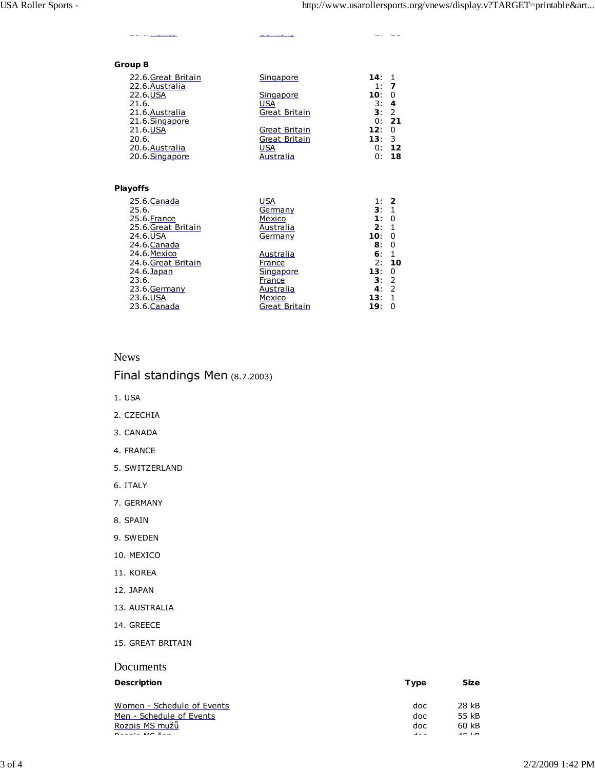### Group B

| | | |
|---|---|---|
| 22.6. Great Britain | Singapore | **14**: 1 |
| 22.6. Australia | | 1: **7** |
| 22.6. USA | Singapore | **10**: 0 |
| 21.6. | USA | 3: **4** |
| 21.6. Australia | Great Britain | **3**: 2 |
| 21.6. Singapore | | 0: **21** |
| 21.6. USA | Great Britain | **12**: 0 |
| 20.6. | Great Britain | **13**: 3 |
| 20.6. Australia | USA | 0: **12** |
| 20.6. Singapore | Australia | 0: **18** |

### Playoffs

| | | |
|---|---|---|
| 25.6. Canada | USA | 1: **2** |
| 25.6. | Germany | **3**: 1 |
| 25.6. France | Mexico | **1**: 0 |
| 25.6. Great Britain | Australia | **2**: 1 |
| 24.6. USA | Germany | **10**: 0 |
| 24.6. Canada | | **8**: 0 |
| 24.6. Mexico | Australia | **6**: 1 |
| 24.6. Great Britain | France | 2: **10** |
| 24.6. Japan | Singapore | **13**: 0 |
| 23.6. | France | **3**: 2 |
| 23.6. Germany | Australia | **4**: 2 |
| 23.6. USA | Mexico | **13**: 1 |
| 23.6. Canada | Great Britain | **19**: 0 |

## News

### Final standings Men (8.7.2003)

1. USA
2. CZECHIA
3. CANADA
4. FRANCE
5. SWITZERLAND
6. ITALY
7. GERMANY
8. SPAIN
9. SWEDEN
10. MEXICO
11. KOREA
12. JAPAN
13. AUSTRALIA
14. GREECE
15. GREAT BRITAIN

## Documents

| Description | Type | Size |
|---|---|---|
| Women - Schedule of Events | doc | 28 kB |
| Men - Schedule of Events | doc | 55 kB |
| Rozpis MS mužů | doc | 60 kB |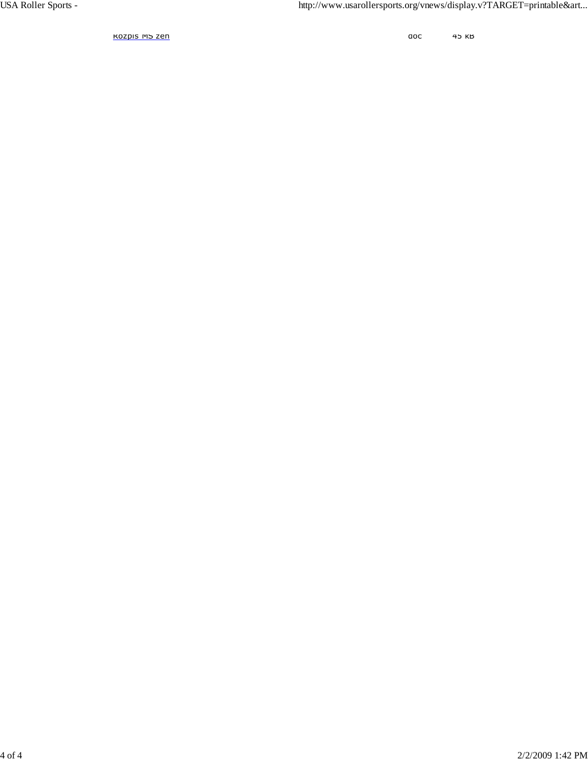| | | |
|---|---|---|
| Rozpis MS zen | doc | 45 kB |